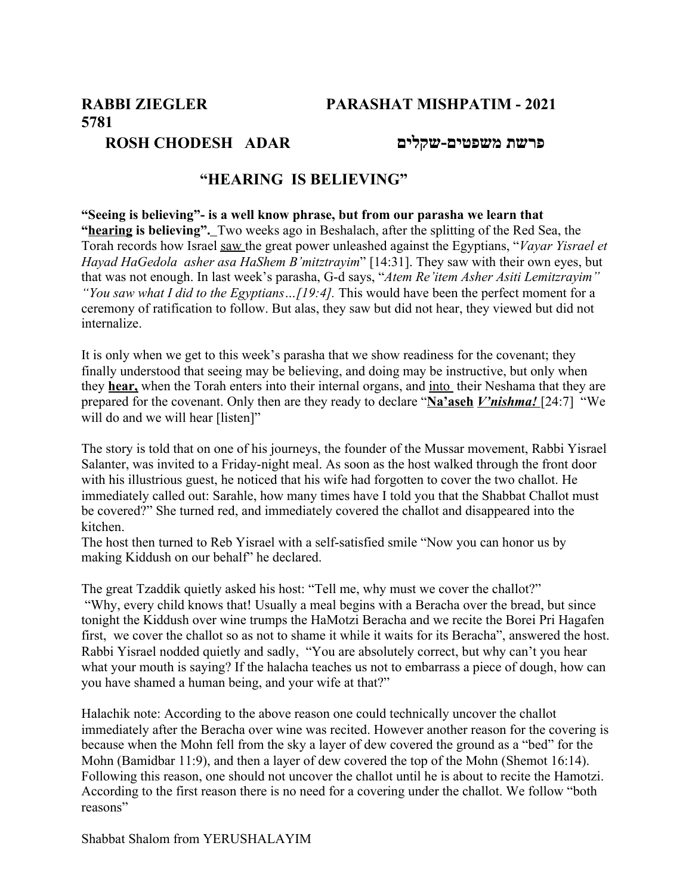**RABBI ZIEGLER PARASHAT MISHPATIM - 2021**
**5781**
**ROSH CHODESH ADAR פרשת משפטים-שקלים**

## "HEARING IS BELIEVING"

**"Seeing is believing"- is a well know phrase, but from our parasha we learn that "hearing is believing".** Two weeks ago in Beshalach, after the splitting of the Red Sea, the Torah records how Israel saw the great power unleashed against the Egyptians, "*Vayar Yisrael et Hayad HaGedola asher asa HaShem B'mitztrayim*" [14:31]. They saw with their own eyes, but that was not enough. In last week's parasha, G-d says, "*Atem Re'item Asher Asiti Lemitzrayim" "You saw what I did to the Egyptians…[19:4].* This would have been the perfect moment for a ceremony of ratification to follow. But alas, they saw but did not hear, they viewed but did not internalize.

It is only when we get to this week's parasha that we show readiness for the covenant; they finally understood that seeing may be believing, and doing may be instructive, but only when they **hear,** when the Torah enters into their internal organs, and into their Neshama that they are prepared for the covenant. Only then are they ready to declare "**Na'aseh** ***V'nishma!*** [24:7] "We will do and we will hear [listen]"

The story is told that on one of his journeys, the founder of the Mussar movement, Rabbi Yisrael Salanter, was invited to a Friday-night meal. As soon as the host walked through the front door with his illustrious guest, he noticed that his wife had forgotten to cover the two challot. He immediately called out: Sarahle, how many times have I told you that the Shabbat Challot must be covered?" She turned red, and immediately covered the challot and disappeared into the kitchen.
The host then turned to Reb Yisrael with a self-satisfied smile "Now you can honor us by making Kiddush on our behalf" he declared.

The great Tzaddik quietly asked his host: "Tell me, why must we cover the challot?"
"Why, every child knows that! Usually a meal begins with a Beracha over the bread, but since tonight the Kiddush over wine trumps the HaMotzi Beracha and we recite the Borei Pri Hagafen first, we cover the challot so as not to shame it while it waits for its Beracha", answered the host. Rabbi Yisrael nodded quietly and sadly, "You are absolutely correct, but why can't you hear what your mouth is saying? If the halacha teaches us not to embarrass a piece of dough, how can you have shamed a human being, and your wife at that?"

Halachik note: According to the above reason one could technically uncover the challot immediately after the Beracha over wine was recited. However another reason for the covering is because when the Mohn fell from the sky a layer of dew covered the ground as a "bed" for the Mohn (Bamidbar 11:9), and then a layer of dew covered the top of the Mohn (Shemot 16:14). Following this reason, one should not uncover the challot until he is about to recite the Hamotzi. According to the first reason there is no need for a covering under the challot. We follow "both reasons"

Shabbat Shalom from YERUSHALAYIM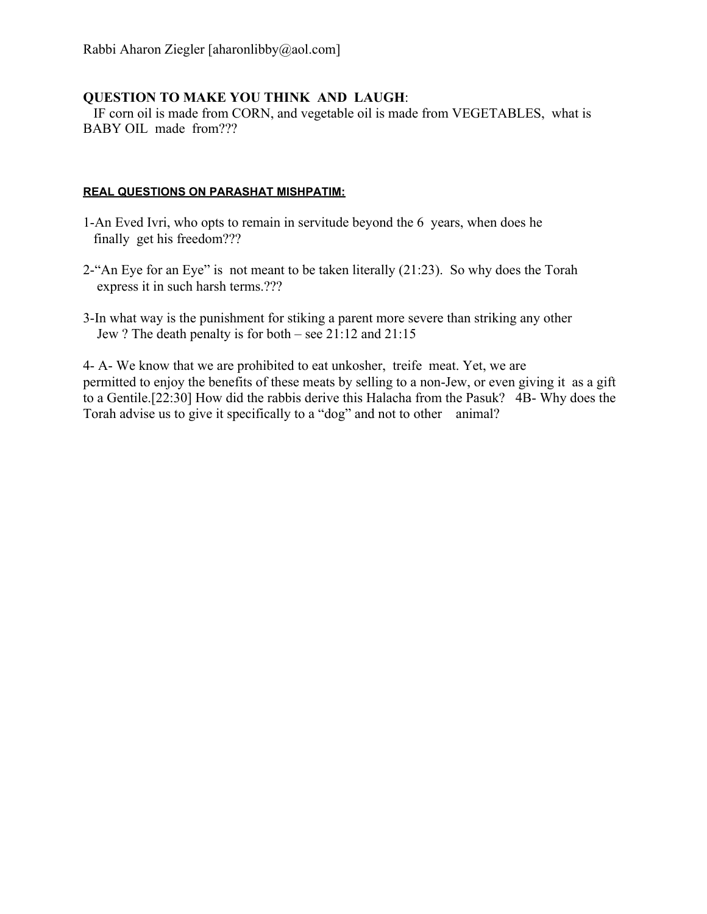Rabbi Aharon Ziegler [aharonlibby@aol.com]

**QUESTION TO MAKE YOU THINK AND LAUGH**:
IF corn oil is made from CORN, and vegetable oil is made from VEGETABLES, what is BABY OIL made from???

**REAL QUESTIONS ON PARASHAT MISHPATIM:**

1-An Eved Ivri, who opts to remain in servitude beyond the 6 years, when does he finally get his freedom???

2-"An Eye for an Eye" is not meant to be taken literally (21:23). So why does the Torah express it in such harsh terms.???

3-In what way is the punishment for stiking a parent more severe than striking any other Jew ? The death penalty is for both – see 21:12 and 21:15

4- A- We know that we are prohibited to eat unkosher, treife meat. Yet, we are permitted to enjoy the benefits of these meats by selling to a non-Jew, or even giving it as a gift to a Gentile.[22:30] How did the rabbis derive this Halacha from the Pasuk? 4B- Why does the Torah advise us to give it specifically to a "dog" and not to other animal?